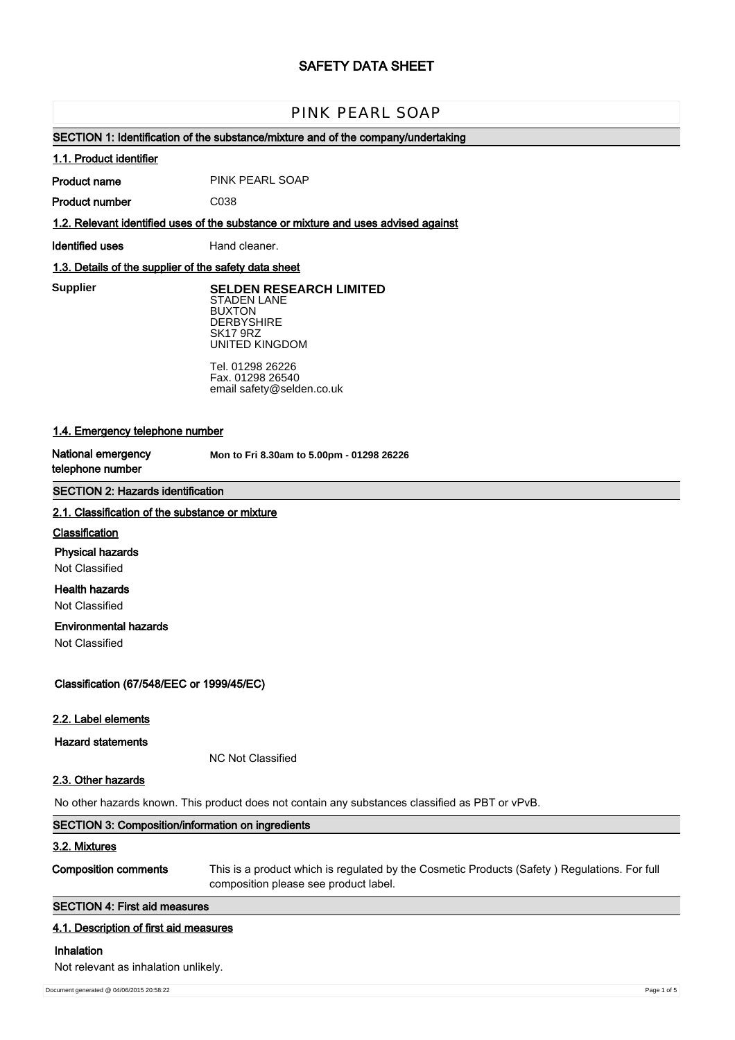# SAFETY DATA SHEET

## PINK PEARL SOAP

## SECTION 1: Identification of the substance/mixture and of the company/undertaking

### 1.1. Product identifier

**Product name** PINK PEARL SOAP

**Product number** C038

### 1.2. Relevant identified uses of the substance or mixture and uses advised against

**Identified uses** Hand cleaner.

### 1.3. Details of the supplier of the safety data sheet

**Supplier**

**SELDEN RESEARCH LIMITED**
STADEN LANE
BUXTON
DERBYSHIRE
SK17 9RZ
UNITED KINGDOM

Tel. 01298 26226
Fax. 01298 26540
email safety@selden.co.uk

### 1.4. Emergency telephone number

**National emergency telephone number** **Mon to Fri 8.30am to 5.00pm - 01298 26226**

## SECTION 2: Hazards identification

### 2.1. Classification of the substance or mixture

**Classification**

**Physical hazards**

Not Classified

**Health hazards**

Not Classified

**Environmental hazards**

Not Classified

**Classification (67/548/EEC or 1999/45/EC)**

### 2.2. Label elements

**Hazard statements**

NC Not Classified

### 2.3. Other hazards

No other hazards known. This product does not contain any substances classified as PBT or vPvB.

## SECTION 3: Composition/information on ingredients

### 3.2. Mixtures

**Composition comments** This is a product which is regulated by the Cosmetic Products (Safety ) Regulations. For full composition please see product label.

## SECTION 4: First aid measures

### 4.1. Description of first aid measures

**Inhalation**

Not relevant as inhalation unlikely.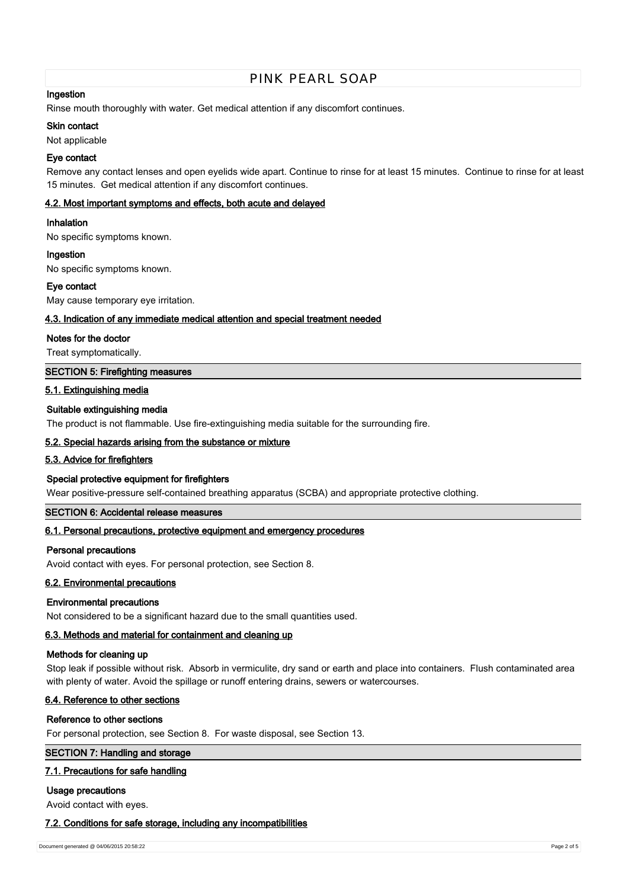### Ingestion

Rinse mouth thoroughly with water. Get medical attention if any discomfort continues.

### Skin contact

Not applicable

### Eye contact

Remove any contact lenses and open eyelids wide apart. Continue to rinse for at least 15 minutes. Continue to rinse for at least 15 minutes. Get medical attention if any discomfort continues.

### 4.2. Most important symptoms and effects, both acute and delayed

**Inhalation**

No specific symptoms known.

**Ingestion**

No specific symptoms known.

**Eye contact**

May cause temporary eye irritation.

### 4.3. Indication of any immediate medical attention and special treatment needed

**Notes for the doctor**

Treat symptomatically.

## SECTION 5: Firefighting measures

### 5.1. Extinguishing media

**Suitable extinguishing media**

The product is not flammable. Use fire-extinguishing media suitable for the surrounding fire.

### 5.2. Special hazards arising from the substance or mixture

### 5.3. Advice for firefighters

**Special protective equipment for firefighters**

Wear positive-pressure self-contained breathing apparatus (SCBA) and appropriate protective clothing.

## SECTION 6: Accidental release measures

### 6.1. Personal precautions, protective equipment and emergency procedures

**Personal precautions**

Avoid contact with eyes. For personal protection, see Section 8.

### 6.2. Environmental precautions

**Environmental precautions**

Not considered to be a significant hazard due to the small quantities used.

### 6.3. Methods and material for containment and cleaning up

**Methods for cleaning up**

Stop leak if possible without risk. Absorb in vermiculite, dry sand or earth and place into containers. Flush contaminated area with plenty of water. Avoid the spillage or runoff entering drains, sewers or watercourses.

### 6.4. Reference to other sections

**Reference to other sections**

For personal protection, see Section 8. For waste disposal, see Section 13.

## SECTION 7: Handling and storage

### 7.1. Precautions for safe handling

**Usage precautions**

Avoid contact with eyes.

### 7.2. Conditions for safe storage, including any incompatibilities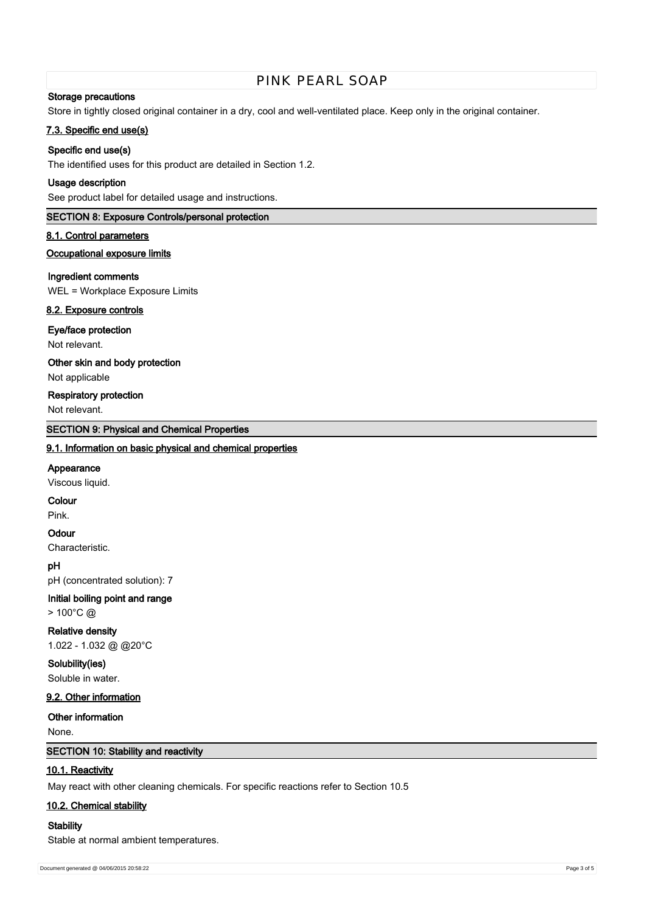**Storage precautions**

Store in tightly closed original container in a dry, cool and well-ventilated place. Keep only in the original container.

### 7.3. Specific end use(s)

**Specific end use(s)**

The identified uses for this product are detailed in Section 1.2.

**Usage description**

See product label for detailed usage and instructions.

## SECTION 8: Exposure Controls/personal protection

### 8.1. Control parameters

**Occupational exposure limits**

**Ingredient comments**

WEL = Workplace Exposure Limits

### 8.2. Exposure controls

**Eye/face protection**

Not relevant.

**Other skin and body protection**

Not applicable

**Respiratory protection**

Not relevant.

## SECTION 9: Physical and Chemical Properties

### 9.1. Information on basic physical and chemical properties

**Appearance**

Viscous liquid.

**Colour**

Pink.

**Odour**

Characteristic.

**pH**

pH (concentrated solution): 7

**Initial boiling point and range**

> 100°C @

**Relative density**

1.022 - 1.032 @ @20°C

**Solubility(ies)**

Soluble in water.

### 9.2. Other information

**Other information**

None.

## SECTION 10: Stability and reactivity

### 10.1. Reactivity

May react with other cleaning chemicals. For specific reactions refer to Section 10.5

### 10.2. Chemical stability

**Stability**

Stable at normal ambient temperatures.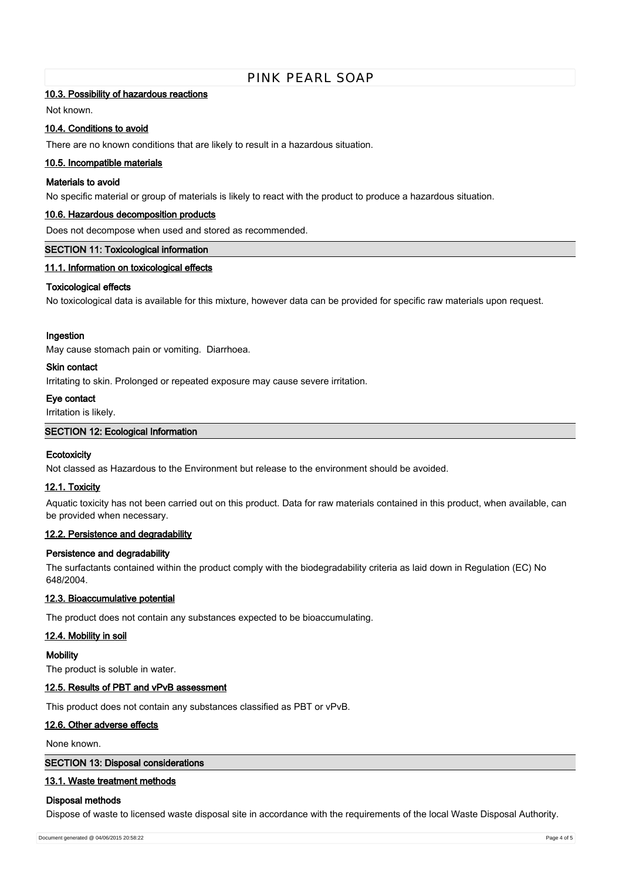### 10.3. Possibility of hazardous reactions

Not known.

### 10.4. Conditions to avoid

There are no known conditions that are likely to result in a hazardous situation.

### 10.5. Incompatible materials

**Materials to avoid**

No specific material or group of materials is likely to react with the product to produce a hazardous situation.

### 10.6. Hazardous decomposition products

Does not decompose when used and stored as recommended.

## SECTION 11: Toxicological information

### 11.1. Information on toxicological effects

**Toxicological effects**

No toxicological data is available for this mixture, however data can be provided for specific raw materials upon request.

**Ingestion**

May cause stomach pain or vomiting. Diarrhoea.

**Skin contact**

Irritating to skin. Prolonged or repeated exposure may cause severe irritation.

**Eye contact**

Irritation is likely.

## SECTION 12: Ecological Information

**Ecotoxicity**

Not classed as Hazardous to the Environment but release to the environment should be avoided.

### 12.1. Toxicity

Aquatic toxicity has not been carried out on this product. Data for raw materials contained in this product, when available, can be provided when necessary.

### 12.2. Persistence and degradability

**Persistence and degradability**

The surfactants contained within the product comply with the biodegradability criteria as laid down in Regulation (EC) No 648/2004.

### 12.3. Bioaccumulative potential

The product does not contain any substances expected to be bioaccumulating.

### 12.4. Mobility in soil

**Mobility**

The product is soluble in water.

### 12.5. Results of PBT and vPvB assessment

This product does not contain any substances classified as PBT or vPvB.

### 12.6. Other adverse effects

None known.

## SECTION 13: Disposal considerations

### 13.1. Waste treatment methods

**Disposal methods**

Dispose of waste to licensed waste disposal site in accordance with the requirements of the local Waste Disposal Authority.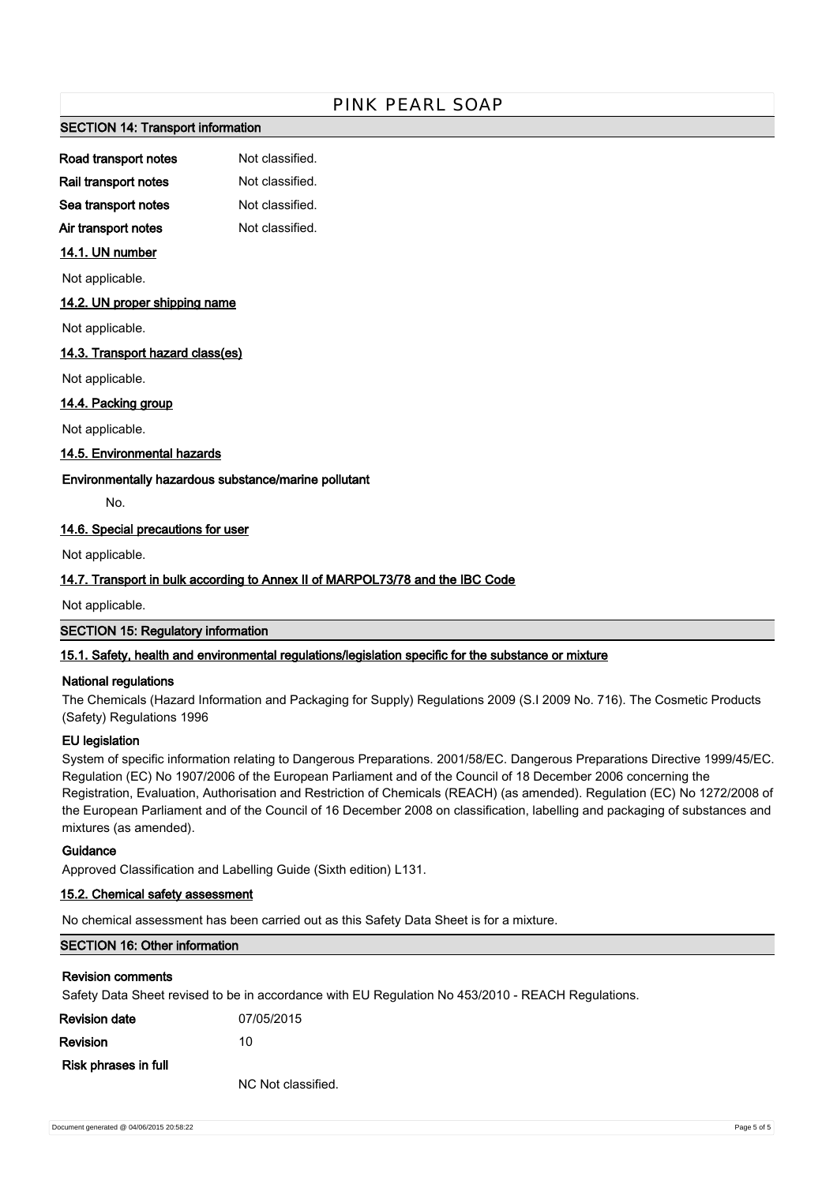## SECTION 14: Transport information

| | |
|---|---|
| **Road transport notes** | Not classified. |
| **Rail transport notes** | Not classified. |
| **Sea transport notes** | Not classified. |
| **Air transport notes** | Not classified. |

### 14.1. UN number

Not applicable.

### 14.2. UN proper shipping name

Not applicable.

### 14.3. Transport hazard class(es)

Not applicable.

### 14.4. Packing group

Not applicable.

### 14.5. Environmental hazards

**Environmentally hazardous substance/marine pollutant**

No.

### 14.6. Special precautions for user

Not applicable.

### 14.7. Transport in bulk according to Annex II of MARPOL73/78 and the IBC Code

Not applicable.

## SECTION 15: Regulatory information

### 15.1. Safety, health and environmental regulations/legislation specific for the substance or mixture

**National regulations**

The Chemicals (Hazard Information and Packaging for Supply) Regulations 2009 (S.I 2009 No. 716). The Cosmetic Products (Safety) Regulations 1996

**EU legislation**

System of specific information relating to Dangerous Preparations. 2001/58/EC. Dangerous Preparations Directive 1999/45/EC. Regulation (EC) No 1907/2006 of the European Parliament and of the Council of 18 December 2006 concerning the Registration, Evaluation, Authorisation and Restriction of Chemicals (REACH) (as amended). Regulation (EC) No 1272/2008 of the European Parliament and of the Council of 16 December 2008 on classification, labelling and packaging of substances and mixtures (as amended).

**Guidance**

Approved Classification and Labelling Guide (Sixth edition) L131.

### 15.2. Chemical safety assessment

No chemical assessment has been carried out as this Safety Data Sheet is for a mixture.

## SECTION 16: Other information

**Revision comments**

Safety Data Sheet revised to be in accordance with EU Regulation No 453/2010 - REACH Regulations.

| | |
|---|---|
| **Revision date** | 07/05/2015 |
| **Revision** | 10 |
| **Risk phrases in full** | |
| | NC Not classified. |